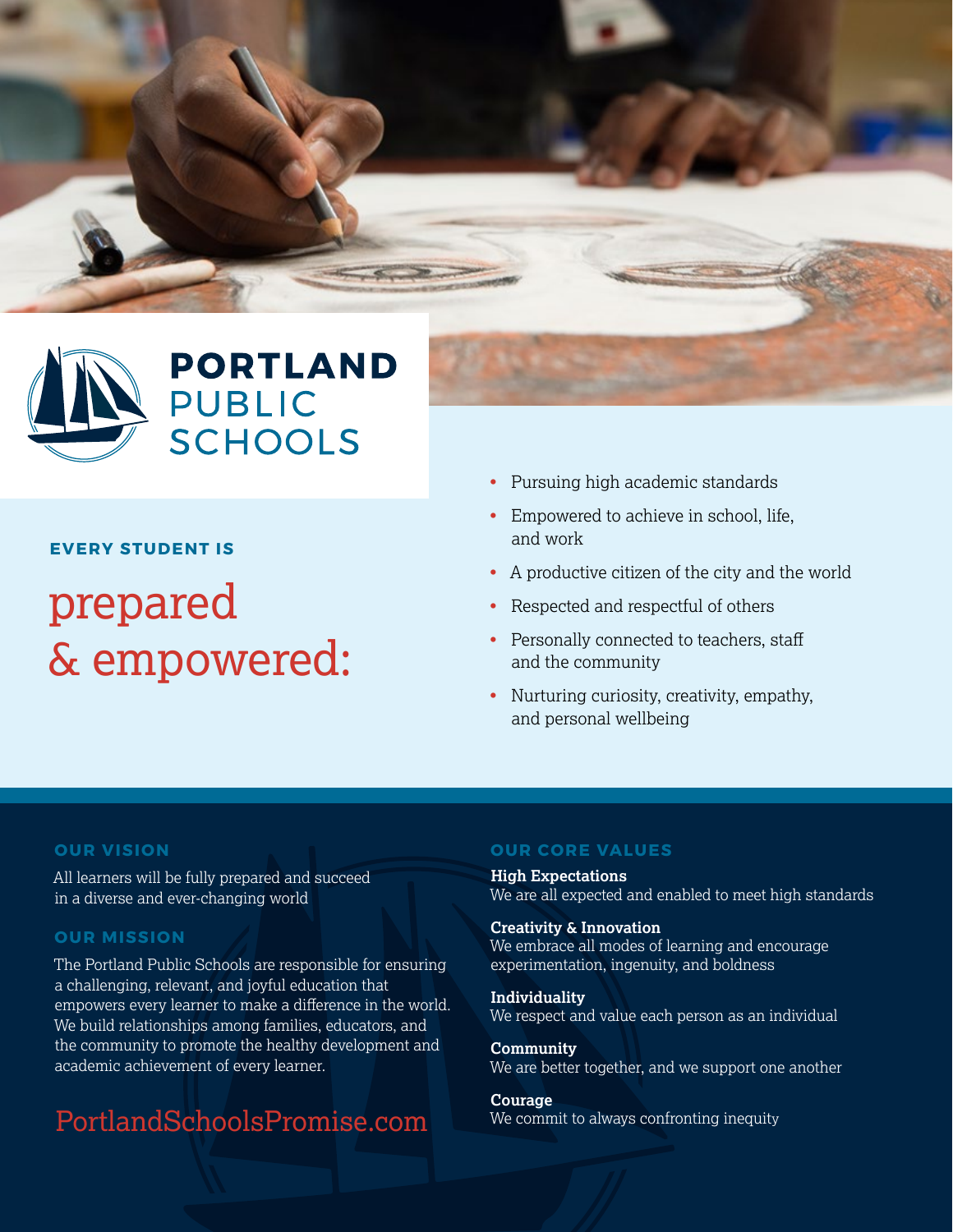# PORTLAND PUBLIC SCHOOLS

**EVERY STUDENT IS**

## prepared & empowered:

- Pursuing high academic standards
- Empowered to achieve in school, life, and work
- A productive citizen of the city and the world
- Respected and respectful of others
- Personally connected to teachers, staff and the community
- Nurturing curiosity, creativity, empathy, and personal wellbeing

### OUR VISION

All learners will be fully prepared and succeed in a diverse and ever-changing world

### OUR MISSION

The Portland Public Schools are responsible for ensuring a challenging, relevant, and joyful education that empowers every learner to make a difference in the world. We build relationships among families, educators, and the community to promote the healthy development and academic achievement of every learner.

PortlandSchoolsPromise.com

### OUR CORE VALUES

**High Expectations**
We are all expected and enabled to meet high standards

**Creativity & Innovation**
We embrace all modes of learning and encourage experimentation, ingenuity, and boldness

**Individuality**
We respect and value each person as an individual

**Community**
We are better together, and we support one another

**Courage**
We commit to always confronting inequity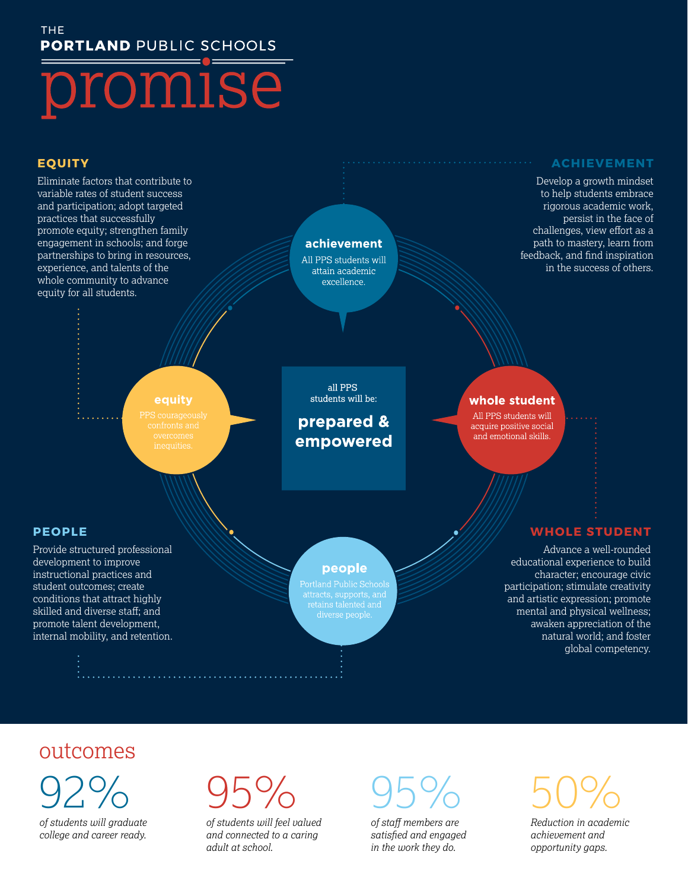# THE PORTLAND PUBLIC SCHOOLS promise

## EQUITY

Eliminate factors that contribute to variable rates of student success and participation; adopt targeted practices that successfully promote equity; strengthen family engagement in schools; and forge partnerships to bring in resources, experience, and talents of the whole community to advance equity for all students.

## ACHIEVEMENT

Develop a growth mindset to help students embrace rigorous academic work, persist in the face of challenges, view effort as a path to mastery, learn from feedback, and find inspiration in the success of others.

**achievement**
All PPS students will attain academic excellence.

**equity**
PPS courageously confronts and overcomes inequities.

all PPS students will be:

**prepared & empowered**

**whole student**
All PPS students will acquire positive social and emotional skills.

**people**
Portland Public Schools attracts, supports, and retains talented and diverse people.

## PEOPLE

Provide structured professional development to improve instructional practices and student outcomes; create conditions that attract highly skilled and diverse staff; and promote talent development, internal mobility, and retention.

## WHOLE STUDENT

Advance a well-rounded educational experience to build character; encourage civic participation; stimulate creativity and artistic expression; promote mental and physical wellness; awaken appreciation of the natural world; and foster global competency.

## outcomes

**92%**
*of students will graduate college and career ready.*

**95%**
*of students will feel valued and connected to a caring adult at school.*

**95%**
*of staff members are satisfied and engaged in the work they do.*

**50%**
*Reduction in academic achievement and opportunity gaps.*